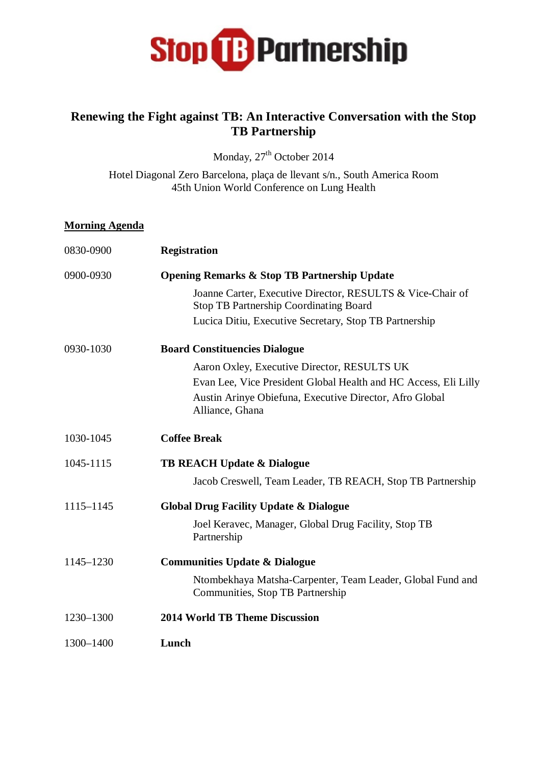**Stop TB Partnership**

# Renewing the Fight against TB: An Interactive Conversation with the Stop TB Partnership

Monday, 27th October 2014

Hotel Diagonal Zero Barcelona, plaça de llevant s/n., South America Room
45th Union World Conference on Lung Health

## Morning Agenda

0830-0900 **Registration**

0900-0930 **Opening Remarks & Stop TB Partnership Update**

- Joanne Carter, Executive Director, RESULTS & Vice-Chair of Stop TB Partnership Coordinating Board
- Lucica Ditiu, Executive Secretary, Stop TB Partnership

0930-1030 **Board Constituencies Dialogue**

- Aaron Oxley, Executive Director, RESULTS UK
- Evan Lee, Vice President Global Health and HC Access, Eli Lilly
- Austin Arinye Obiefuna, Executive Director, Afro Global Alliance, Ghana

1030-1045 **Coffee Break**

1045-1115 **TB REACH Update & Dialogue**

- Jacob Creswell, Team Leader, TB REACH, Stop TB Partnership

1115–1145 **Global Drug Facility Update & Dialogue**

- Joel Keravec, Manager, Global Drug Facility, Stop TB Partnership

1145–1230 **Communities Update & Dialogue**

- Ntombekhaya Matsha-Carpenter, Team Leader, Global Fund and Communities, Stop TB Partnership

1230–1300 **2014 World TB Theme Discussion**

1300–1400 **Lunch**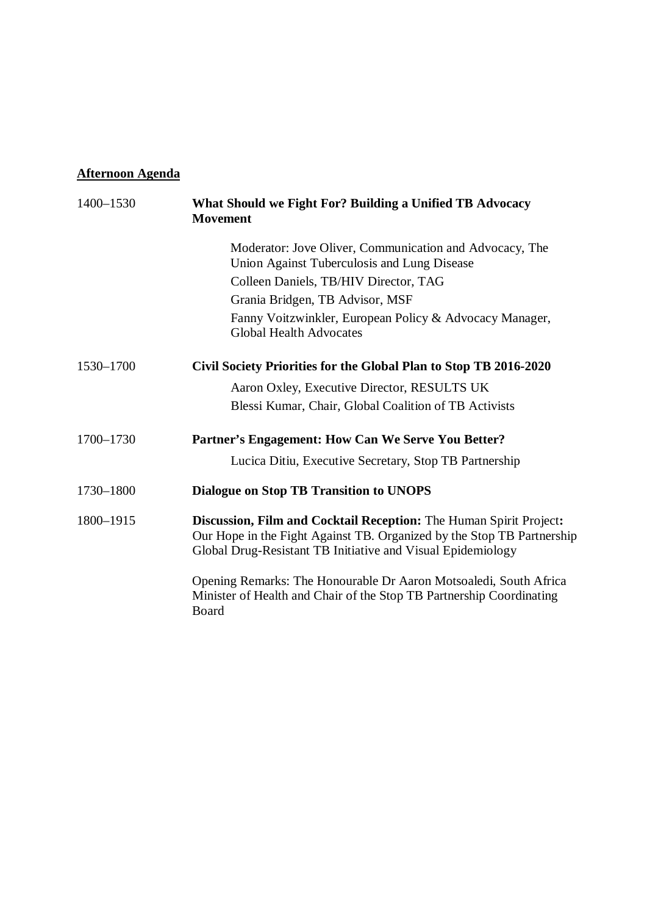**Afternoon Agenda**

| | |
|---|---|
| 1400–1530 | **What Should we Fight For? Building a Unified TB Advocacy Movement**<br><br>Moderator: Jove Oliver, Communication and Advocacy, The Union Against Tuberculosis and Lung Disease<br>Colleen Daniels, TB/HIV Director, TAG<br>Grania Bridgen, TB Advisor, MSF<br>Fanny Voitzwinkler, European Policy & Advocacy Manager, Global Health Advocates |
| 1530–1700 | **Civil Society Priorities for the Global Plan to Stop TB 2016-2020**<br><br>Aaron Oxley, Executive Director, RESULTS UK<br>Blessi Kumar, Chair, Global Coalition of TB Activists |
| 1700–1730 | **Partner's Engagement: How Can We Serve You Better?**<br><br>Lucica Ditiu, Executive Secretary, Stop TB Partnership |
| 1730–1800 | **Dialogue on Stop TB Transition to UNOPS** |
| 1800–1915 | **Discussion, Film and Cocktail Reception:** The Human Spirit Project**:** Our Hope in the Fight Against TB. Organized by the Stop TB Partnership Global Drug-Resistant TB Initiative and Visual Epidemiology<br><br>Opening Remarks: The Honourable Dr Aaron Motsoaledi, South Africa Minister of Health and Chair of the Stop TB Partnership Coordinating Board |